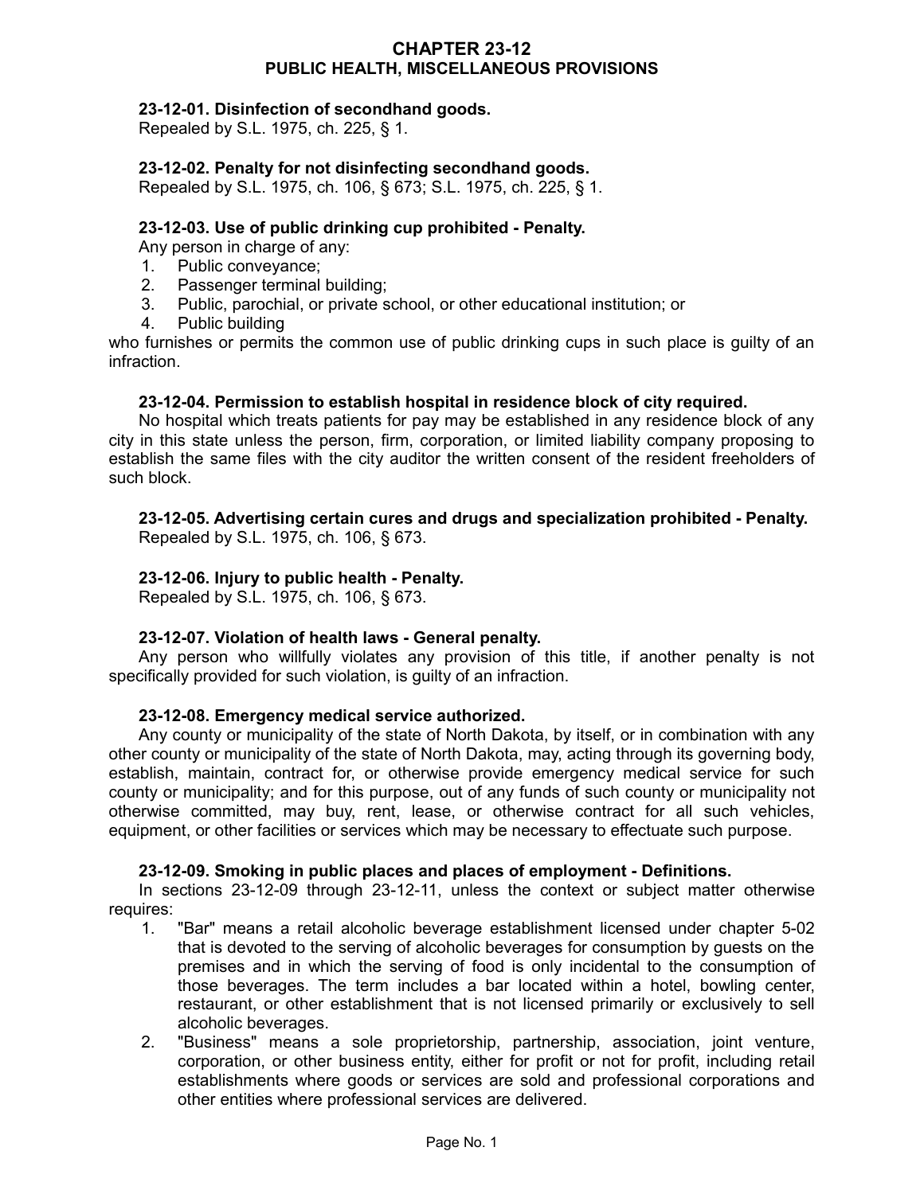# CHAPTER 23-12
# PUBLIC HEALTH, MISCELLANEOUS PROVISIONS

**23-12-01. Disinfection of secondhand goods.**

Repealed by S.L. 1975, ch. 225, § 1.

**23-12-02. Penalty for not disinfecting secondhand goods.**

Repealed by S.L. 1975, ch. 106, § 673; S.L. 1975, ch. 225, § 1.

**23-12-03. Use of public drinking cup prohibited - Penalty.**

Any person in charge of any:

1. Public conveyance;
2. Passenger terminal building;
3. Public, parochial, or private school, or other educational institution; or
4. Public building

who furnishes or permits the common use of public drinking cups in such place is guilty of an infraction.

**23-12-04. Permission to establish hospital in residence block of city required.**

No hospital which treats patients for pay may be established in any residence block of any city in this state unless the person, firm, corporation, or limited liability company proposing to establish the same files with the city auditor the written consent of the resident freeholders of such block.

**23-12-05. Advertising certain cures and drugs and specialization prohibited - Penalty.**

Repealed by S.L. 1975, ch. 106, § 673.

**23-12-06. Injury to public health - Penalty.**

Repealed by S.L. 1975, ch. 106, § 673.

**23-12-07. Violation of health laws - General penalty.**

Any person who willfully violates any provision of this title, if another penalty is not specifically provided for such violation, is guilty of an infraction.

**23-12-08. Emergency medical service authorized.**

Any county or municipality of the state of North Dakota, by itself, or in combination with any other county or municipality of the state of North Dakota, may, acting through its governing body, establish, maintain, contract for, or otherwise provide emergency medical service for such county or municipality; and for this purpose, out of any funds of such county or municipality not otherwise committed, may buy, rent, lease, or otherwise contract for all such vehicles, equipment, or other facilities or services which may be necessary to effectuate such purpose.

**23-12-09. Smoking in public places and places of employment - Definitions.**

In sections 23-12-09 through 23-12-11, unless the context or subject matter otherwise requires:

1. "Bar" means a retail alcoholic beverage establishment licensed under chapter 5-02 that is devoted to the serving of alcoholic beverages for consumption by guests on the premises and in which the serving of food is only incidental to the consumption of those beverages. The term includes a bar located within a hotel, bowling center, restaurant, or other establishment that is not licensed primarily or exclusively to sell alcoholic beverages.
2. "Business" means a sole proprietorship, partnership, association, joint venture, corporation, or other business entity, either for profit or not for profit, including retail establishments where goods or services are sold and professional corporations and other entities where professional services are delivered.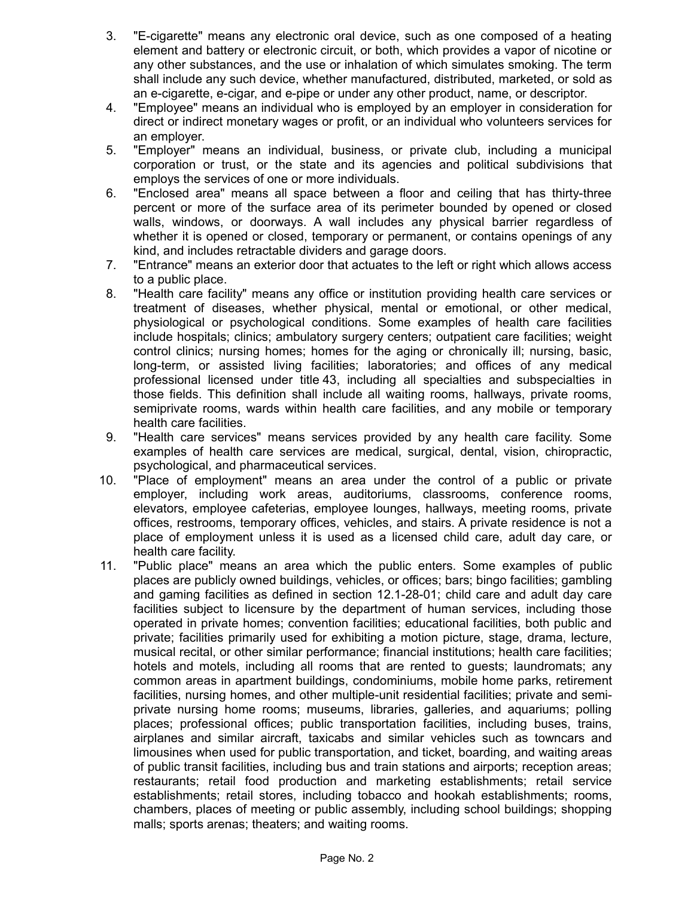3. "E-cigarette" means any electronic oral device, such as one composed of a heating element and battery or electronic circuit, or both, which provides a vapor of nicotine or any other substances, and the use or inhalation of which simulates smoking. The term shall include any such device, whether manufactured, distributed, marketed, or sold as an e-cigarette, e-cigar, and e-pipe or under any other product, name, or descriptor.
4. "Employee" means an individual who is employed by an employer in consideration for direct or indirect monetary wages or profit, or an individual who volunteers services for an employer.
5. "Employer" means an individual, business, or private club, including a municipal corporation or trust, or the state and its agencies and political subdivisions that employs the services of one or more individuals.
6. "Enclosed area" means all space between a floor and ceiling that has thirty-three percent or more of the surface area of its perimeter bounded by opened or closed walls, windows, or doorways. A wall includes any physical barrier regardless of whether it is opened or closed, temporary or permanent, or contains openings of any kind, and includes retractable dividers and garage doors.
7. "Entrance" means an exterior door that actuates to the left or right which allows access to a public place.
8. "Health care facility" means any office or institution providing health care services or treatment of diseases, whether physical, mental or emotional, or other medical, physiological or psychological conditions. Some examples of health care facilities include hospitals; clinics; ambulatory surgery centers; outpatient care facilities; weight control clinics; nursing homes; homes for the aging or chronically ill; nursing, basic, long-term, or assisted living facilities; laboratories; and offices of any medical professional licensed under title 43, including all specialties and subspecialties in those fields. This definition shall include all waiting rooms, hallways, private rooms, semiprivate rooms, wards within health care facilities, and any mobile or temporary health care facilities.
9. "Health care services" means services provided by any health care facility. Some examples of health care services are medical, surgical, dental, vision, chiropractic, psychological, and pharmaceutical services.
10. "Place of employment" means an area under the control of a public or private employer, including work areas, auditoriums, classrooms, conference rooms, elevators, employee cafeterias, employee lounges, hallways, meeting rooms, private offices, restrooms, temporary offices, vehicles, and stairs. A private residence is not a place of employment unless it is used as a licensed child care, adult day care, or health care facility.
11. "Public place" means an area which the public enters. Some examples of public places are publicly owned buildings, vehicles, or offices; bars; bingo facilities; gambling and gaming facilities as defined in section 12.1-28-01; child care and adult day care facilities subject to licensure by the department of human services, including those operated in private homes; convention facilities; educational facilities, both public and private; facilities primarily used for exhibiting a motion picture, stage, drama, lecture, musical recital, or other similar performance; financial institutions; health care facilities; hotels and motels, including all rooms that are rented to guests; laundromats; any common areas in apartment buildings, condominiums, mobile home parks, retirement facilities, nursing homes, and other multiple-unit residential facilities; private and semi-private nursing home rooms; museums, libraries, galleries, and aquariums; polling places; professional offices; public transportation facilities, including buses, trains, airplanes and similar aircraft, taxicabs and similar vehicles such as towncars and limousines when used for public transportation, and ticket, boarding, and waiting areas of public transit facilities, including bus and train stations and airports; reception areas; restaurants; retail food production and marketing establishments; retail service establishments; retail stores, including tobacco and hookah establishments; rooms, chambers, places of meeting or public assembly, including school buildings; shopping malls; sports arenas; theaters; and waiting rooms.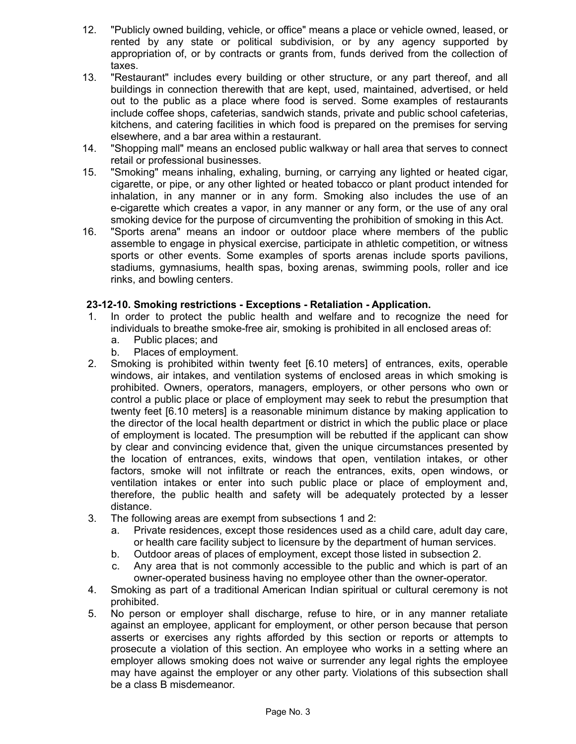12. "Publicly owned building, vehicle, or office" means a place or vehicle owned, leased, or rented by any state or political subdivision, or by any agency supported by appropriation of, or by contracts or grants from, funds derived from the collection of taxes.
13. "Restaurant" includes every building or other structure, or any part thereof, and all buildings in connection therewith that are kept, used, maintained, advertised, or held out to the public as a place where food is served. Some examples of restaurants include coffee shops, cafeterias, sandwich stands, private and public school cafeterias, kitchens, and catering facilities in which food is prepared on the premises for serving elsewhere, and a bar area within a restaurant.
14. "Shopping mall" means an enclosed public walkway or hall area that serves to connect retail or professional businesses.
15. "Smoking" means inhaling, exhaling, burning, or carrying any lighted or heated cigar, cigarette, or pipe, or any other lighted or heated tobacco or plant product intended for inhalation, in any manner or in any form. Smoking also includes the use of an e-cigarette which creates a vapor, in any manner or any form, or the use of any oral smoking device for the purpose of circumventing the prohibition of smoking in this Act.
16. "Sports arena" means an indoor or outdoor place where members of the public assemble to engage in physical exercise, participate in athletic competition, or witness sports or other events. Some examples of sports arenas include sports pavilions, stadiums, gymnasiums, health spas, boxing arenas, swimming pools, roller and ice rinks, and bowling centers.

**23-12-10. Smoking restrictions - Exceptions - Retaliation - Application.**

1. In order to protect the public health and welfare and to recognize the need for individuals to breathe smoke-free air, smoking is prohibited in all enclosed areas of:
   a. Public places; and
   b. Places of employment.
2. Smoking is prohibited within twenty feet [6.10 meters] of entrances, exits, operable windows, air intakes, and ventilation systems of enclosed areas in which smoking is prohibited. Owners, operators, managers, employers, or other persons who own or control a public place or place of employment may seek to rebut the presumption that twenty feet [6.10 meters] is a reasonable minimum distance by making application to the director of the local health department or district in which the public place or place of employment is located. The presumption will be rebutted if the applicant can show by clear and convincing evidence that, given the unique circumstances presented by the location of entrances, exits, windows that open, ventilation intakes, or other factors, smoke will not infiltrate or reach the entrances, exits, open windows, or ventilation intakes or enter into such public place or place of employment and, therefore, the public health and safety will be adequately protected by a lesser distance.
3. The following areas are exempt from subsections 1 and 2:
   a. Private residences, except those residences used as a child care, adult day care, or health care facility subject to licensure by the department of human services.
   b. Outdoor areas of places of employment, except those listed in subsection 2.
   c. Any area that is not commonly accessible to the public and which is part of an owner-operated business having no employee other than the owner-operator.
4. Smoking as part of a traditional American Indian spiritual or cultural ceremony is not prohibited.
5. No person or employer shall discharge, refuse to hire, or in any manner retaliate against an employee, applicant for employment, or other person because that person asserts or exercises any rights afforded by this section or reports or attempts to prosecute a violation of this section. An employee who works in a setting where an employer allows smoking does not waive or surrender any legal rights the employee may have against the employer or any other party. Violations of this subsection shall be a class B misdemeanor.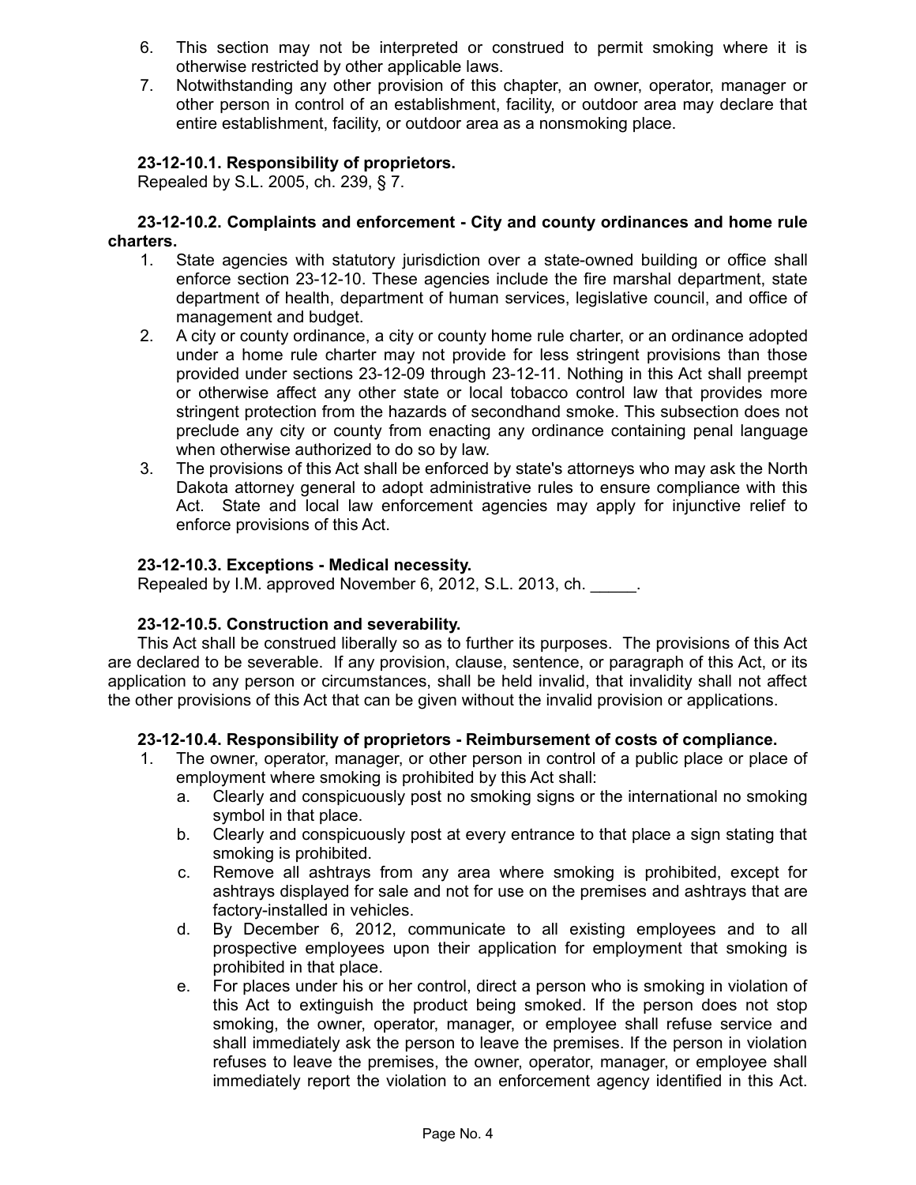6. This section may not be interpreted or construed to permit smoking where it is otherwise restricted by other applicable laws.
7. Notwithstanding any other provision of this chapter, an owner, operator, manager or other person in control of an establishment, facility, or outdoor area may declare that entire establishment, facility, or outdoor area as a nonsmoking place.

**23-12-10.1. Responsibility of proprietors.**

Repealed by S.L. 2005, ch. 239, § 7.

**23-12-10.2. Complaints and enforcement - City and county ordinances and home rule charters.**

1. State agencies with statutory jurisdiction over a state-owned building or office shall enforce section 23-12-10. These agencies include the fire marshal department, state department of health, department of human services, legislative council, and office of management and budget.
2. A city or county ordinance, a city or county home rule charter, or an ordinance adopted under a home rule charter may not provide for less stringent provisions than those provided under sections 23-12-09 through 23-12-11. Nothing in this Act shall preempt or otherwise affect any other state or local tobacco control law that provides more stringent protection from the hazards of secondhand smoke. This subsection does not preclude any city or county from enacting any ordinance containing penal language when otherwise authorized to do so by law.
3. The provisions of this Act shall be enforced by state's attorneys who may ask the North Dakota attorney general to adopt administrative rules to ensure compliance with this Act. State and local law enforcement agencies may apply for injunctive relief to enforce provisions of this Act.

**23-12-10.3. Exceptions - Medical necessity.**

Repealed by I.M. approved November 6, 2012, S.L. 2013, ch. _____.

**23-12-10.5. Construction and severability.**

This Act shall be construed liberally so as to further its purposes. The provisions of this Act are declared to be severable. If any provision, clause, sentence, or paragraph of this Act, or its application to any person or circumstances, shall be held invalid, that invalidity shall not affect the other provisions of this Act that can be given without the invalid provision or applications.

**23-12-10.4. Responsibility of proprietors - Reimbursement of costs of compliance.**

1. The owner, operator, manager, or other person in control of a public place or place of employment where smoking is prohibited by this Act shall:
   a. Clearly and conspicuously post no smoking signs or the international no smoking symbol in that place.
   b. Clearly and conspicuously post at every entrance to that place a sign stating that smoking is prohibited.
   c. Remove all ashtrays from any area where smoking is prohibited, except for ashtrays displayed for sale and not for use on the premises and ashtrays that are factory-installed in vehicles.
   d. By December 6, 2012, communicate to all existing employees and to all prospective employees upon their application for employment that smoking is prohibited in that place.
   e. For places under his or her control, direct a person who is smoking in violation of this Act to extinguish the product being smoked. If the person does not stop smoking, the owner, operator, manager, or employee shall refuse service and shall immediately ask the person to leave the premises. If the person in violation refuses to leave the premises, the owner, operator, manager, or employee shall immediately report the violation to an enforcement agency identified in this Act.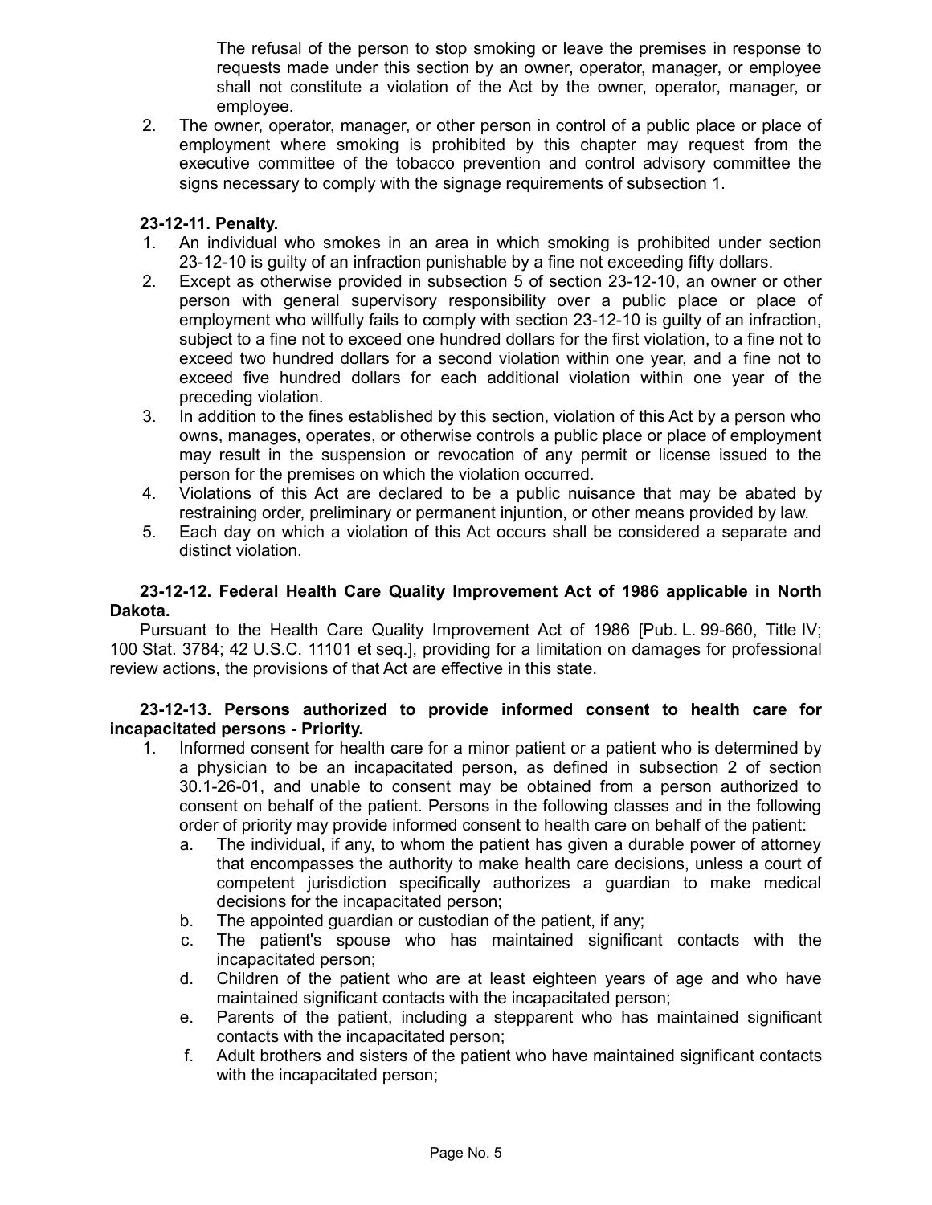The refusal of the person to stop smoking or leave the premises in response to requests made under this section by an owner, operator, manager, or employee shall not constitute a violation of the Act by the owner, operator, manager, or employee.

2. The owner, operator, manager, or other person in control of a public place or place of employment where smoking is prohibited by this chapter may request from the executive committee of the tobacco prevention and control advisory committee the signs necessary to comply with the signage requirements of subsection 1.

**23-12-11. Penalty.**

1. An individual who smokes in an area in which smoking is prohibited under section 23-12-10 is guilty of an infraction punishable by a fine not exceeding fifty dollars.
2. Except as otherwise provided in subsection 5 of section 23-12-10, an owner or other person with general supervisory responsibility over a public place or place of employment who willfully fails to comply with section 23-12-10 is guilty of an infraction, subject to a fine not to exceed one hundred dollars for the first violation, to a fine not to exceed two hundred dollars for a second violation within one year, and a fine not to exceed five hundred dollars for each additional violation within one year of the preceding violation.
3. In addition to the fines established by this section, violation of this Act by a person who owns, manages, operates, or otherwise controls a public place or place of employment may result in the suspension or revocation of any permit or license issued to the person for the premises on which the violation occurred.
4. Violations of this Act are declared to be a public nuisance that may be abated by restraining order, preliminary or permanent injuntion, or other means provided by law.
5. Each day on which a violation of this Act occurs shall be considered a separate and distinct violation.

**23-12-12. Federal Health Care Quality Improvement Act of 1986 applicable in North Dakota.**

Pursuant to the Health Care Quality Improvement Act of 1986 [Pub. L. 99-660, Title IV; 100 Stat. 3784; 42 U.S.C. 11101 et seq.], providing for a limitation on damages for professional review actions, the provisions of that Act are effective in this state.

**23-12-13. Persons authorized to provide informed consent to health care for incapacitated persons - Priority.**

1. Informed consent for health care for a minor patient or a patient who is determined by a physician to be an incapacitated person, as defined in subsection 2 of section 30.1-26-01, and unable to consent may be obtained from a person authorized to consent on behalf of the patient. Persons in the following classes and in the following order of priority may provide informed consent to health care on behalf of the patient:
   a. The individual, if any, to whom the patient has given a durable power of attorney that encompasses the authority to make health care decisions, unless a court of competent jurisdiction specifically authorizes a guardian to make medical decisions for the incapacitated person;
   b. The appointed guardian or custodian of the patient, if any;
   c. The patient's spouse who has maintained significant contacts with the incapacitated person;
   d. Children of the patient who are at least eighteen years of age and who have maintained significant contacts with the incapacitated person;
   e. Parents of the patient, including a stepparent who has maintained significant contacts with the incapacitated person;
   f. Adult brothers and sisters of the patient who have maintained significant contacts with the incapacitated person;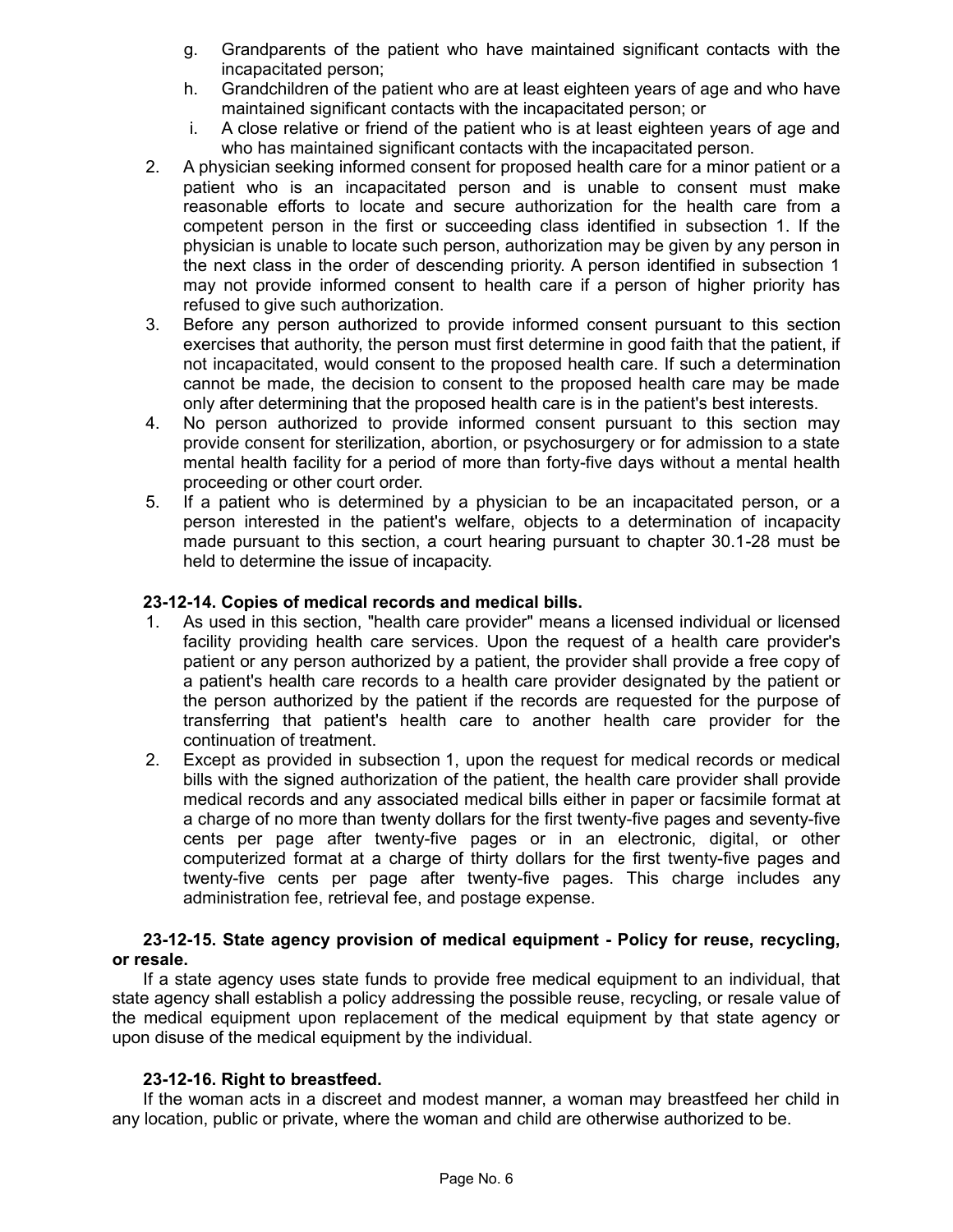g. Grandparents of the patient who have maintained significant contacts with the incapacitated person;
   h. Grandchildren of the patient who are at least eighteen years of age and who have maintained significant contacts with the incapacitated person; or
   i. A close relative or friend of the patient who is at least eighteen years of age and who has maintained significant contacts with the incapacitated person.
2. A physician seeking informed consent for proposed health care for a minor patient or a patient who is an incapacitated person and is unable to consent must make reasonable efforts to locate and secure authorization for the health care from a competent person in the first or succeeding class identified in subsection 1. If the physician is unable to locate such person, authorization may be given by any person in the next class in the order of descending priority. A person identified in subsection 1 may not provide informed consent to health care if a person of higher priority has refused to give such authorization.
3. Before any person authorized to provide informed consent pursuant to this section exercises that authority, the person must first determine in good faith that the patient, if not incapacitated, would consent to the proposed health care. If such a determination cannot be made, the decision to consent to the proposed health care may be made only after determining that the proposed health care is in the patient's best interests.
4. No person authorized to provide informed consent pursuant to this section may provide consent for sterilization, abortion, or psychosurgery or for admission to a state mental health facility for a period of more than forty-five days without a mental health proceeding or other court order.
5. If a patient who is determined by a physician to be an incapacitated person, or a person interested in the patient's welfare, objects to a determination of incapacity made pursuant to this section, a court hearing pursuant to chapter 30.1-28 must be held to determine the issue of incapacity.

**23-12-14. Copies of medical records and medical bills.**

1. As used in this section, "health care provider" means a licensed individual or licensed facility providing health care services. Upon the request of a health care provider's patient or any person authorized by a patient, the provider shall provide a free copy of a patient's health care records to a health care provider designated by the patient or the person authorized by the patient if the records are requested for the purpose of transferring that patient's health care to another health care provider for the continuation of treatment.
2. Except as provided in subsection 1, upon the request for medical records or medical bills with the signed authorization of the patient, the health care provider shall provide medical records and any associated medical bills either in paper or facsimile format at a charge of no more than twenty dollars for the first twenty-five pages and seventy-five cents per page after twenty-five pages or in an electronic, digital, or other computerized format at a charge of thirty dollars for the first twenty-five pages and twenty-five cents per page after twenty-five pages. This charge includes any administration fee, retrieval fee, and postage expense.

**23-12-15. State agency provision of medical equipment - Policy for reuse, recycling, or resale.**

If a state agency uses state funds to provide free medical equipment to an individual, that state agency shall establish a policy addressing the possible reuse, recycling, or resale value of the medical equipment upon replacement of the medical equipment by that state agency or upon disuse of the medical equipment by the individual.

**23-12-16. Right to breastfeed.**

If the woman acts in a discreet and modest manner, a woman may breastfeed her child in any location, public or private, where the woman and child are otherwise authorized to be.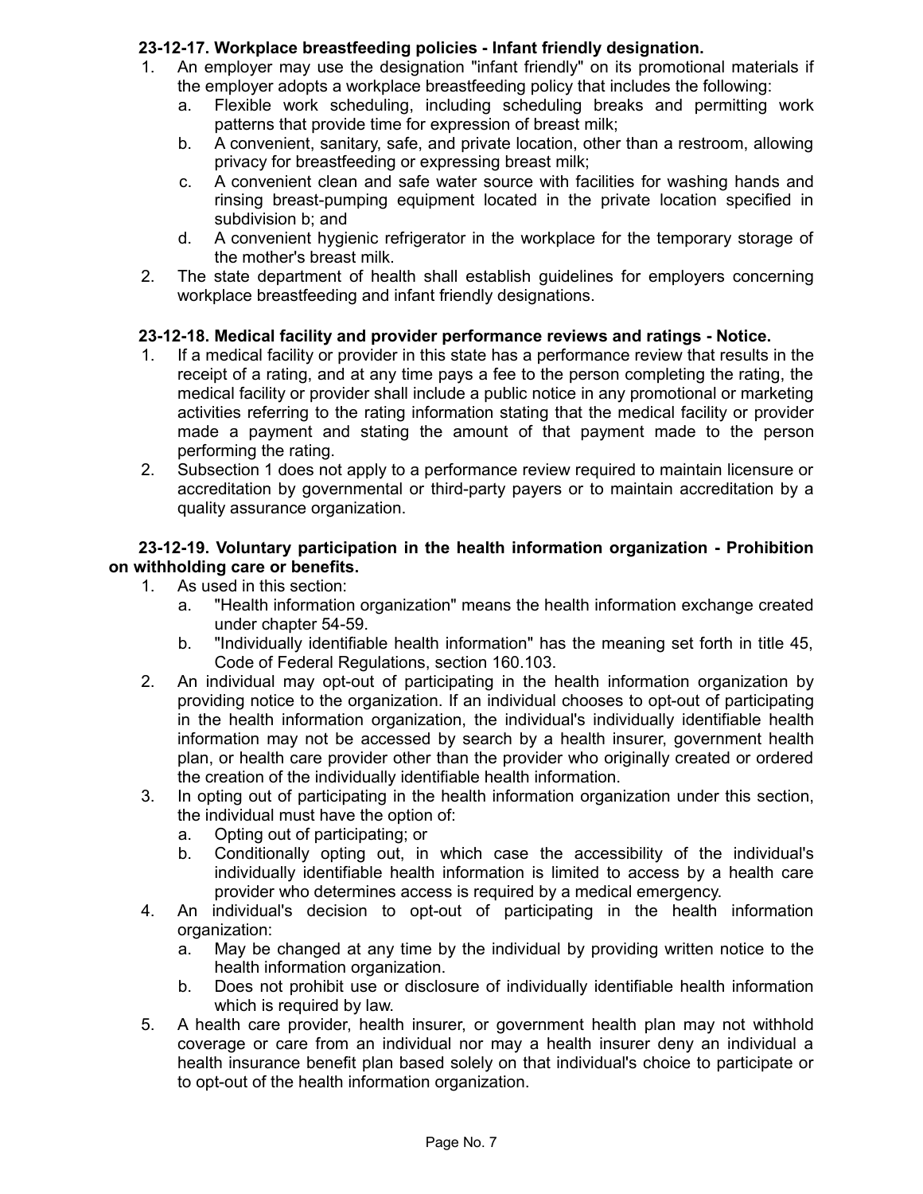**23-12-17. Workplace breastfeeding policies - Infant friendly designation.**

1. An employer may use the designation "infant friendly" on its promotional materials if the employer adopts a workplace breastfeeding policy that includes the following:
   a. Flexible work scheduling, including scheduling breaks and permitting work patterns that provide time for expression of breast milk;
   b. A convenient, sanitary, safe, and private location, other than a restroom, allowing privacy for breastfeeding or expressing breast milk;
   c. A convenient clean and safe water source with facilities for washing hands and rinsing breast-pumping equipment located in the private location specified in subdivision b; and
   d. A convenient hygienic refrigerator in the workplace for the temporary storage of the mother's breast milk.
2. The state department of health shall establish guidelines for employers concerning workplace breastfeeding and infant friendly designations.

**23-12-18. Medical facility and provider performance reviews and ratings - Notice.**

1. If a medical facility or provider in this state has a performance review that results in the receipt of a rating, and at any time pays a fee to the person completing the rating, the medical facility or provider shall include a public notice in any promotional or marketing activities referring to the rating information stating that the medical facility or provider made a payment and stating the amount of that payment made to the person performing the rating.
2. Subsection 1 does not apply to a performance review required to maintain licensure or accreditation by governmental or third-party payers or to maintain accreditation by a quality assurance organization.

**23-12-19. Voluntary participation in the health information organization - Prohibition on withholding care or benefits.**

1. As used in this section:
   a. "Health information organization" means the health information exchange created under chapter 54-59.
   b. "Individually identifiable health information" has the meaning set forth in title 45, Code of Federal Regulations, section 160.103.
2. An individual may opt-out of participating in the health information organization by providing notice to the organization. If an individual chooses to opt-out of participating in the health information organization, the individual's individually identifiable health information may not be accessed by search by a health insurer, government health plan, or health care provider other than the provider who originally created or ordered the creation of the individually identifiable health information.
3. In opting out of participating in the health information organization under this section, the individual must have the option of:
   a. Opting out of participating; or
   b. Conditionally opting out, in which case the accessibility of the individual's individually identifiable health information is limited to access by a health care provider who determines access is required by a medical emergency.
4. An individual's decision to opt-out of participating in the health information organization:
   a. May be changed at any time by the individual by providing written notice to the health information organization.
   b. Does not prohibit use or disclosure of individually identifiable health information which is required by law.
5. A health care provider, health insurer, or government health plan may not withhold coverage or care from an individual nor may a health insurer deny an individual a health insurance benefit plan based solely on that individual's choice to participate or to opt-out of the health information organization.